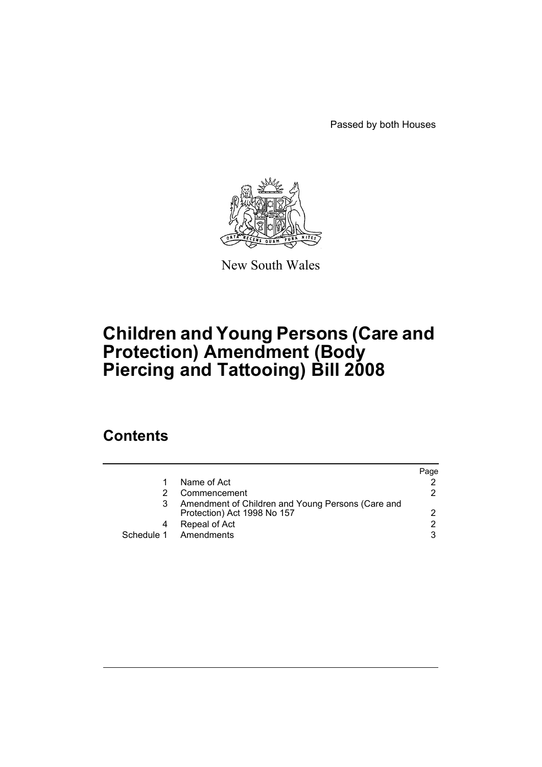Passed by both Houses

New South Wales

# Children and Young Persons (Care and Protection) Amendment (Body Piercing and Tattooing) Bill 2008

## Contents

| | | Page |
|---|---|---|
| 1 | Name of Act | 2 |
| 2 | Commencement | 2 |
| 3 | Amendment of Children and Young Persons (Care and Protection) Act 1998 No 157 | 2 |
| 4 | Repeal of Act | 2 |
| Schedule 1 | Amendments | 3 |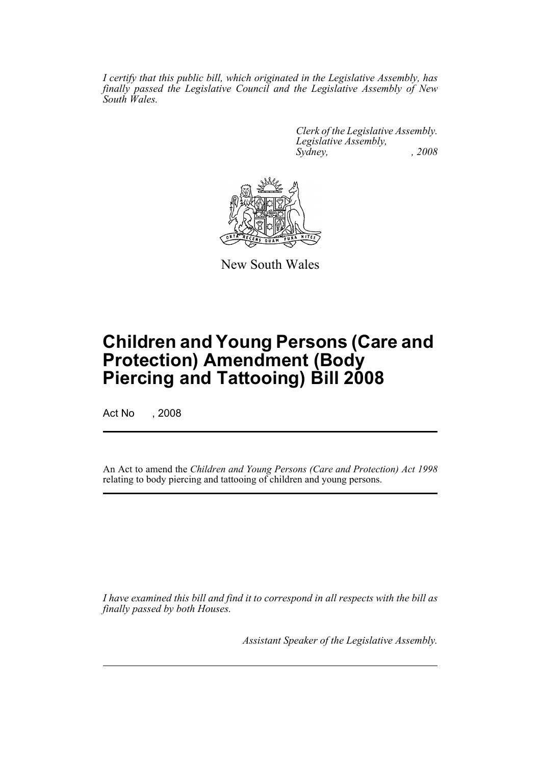*I certify that this public bill, which originated in the Legislative Assembly, has finally passed the Legislative Council and the Legislative Assembly of New South Wales.*

*Clerk of the Legislative Assembly.*
*Legislative Assembly,*
*Sydney, , 2008*

New South Wales

# Children and Young Persons (Care and Protection) Amendment (Body Piercing and Tattooing) Bill 2008

Act No , 2008

An Act to amend the *Children and Young Persons (Care and Protection) Act 1998* relating to body piercing and tattooing of children and young persons.

*I have examined this bill and find it to correspond in all respects with the bill as finally passed by both Houses.*

*Assistant Speaker of the Legislative Assembly.*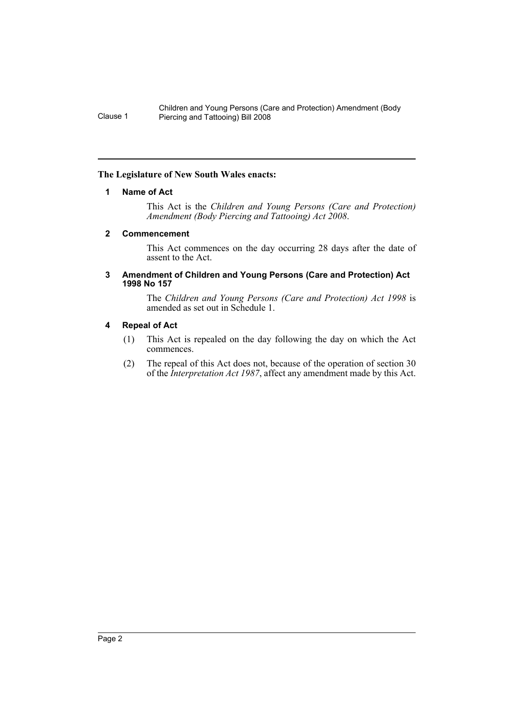**The Legislature of New South Wales enacts:**

## 1 Name of Act

This Act is the *Children and Young Persons (Care and Protection) Amendment (Body Piercing and Tattooing) Act 2008*.

## 2 Commencement

This Act commences on the day occurring 28 days after the date of assent to the Act.

## 3 Amendment of Children and Young Persons (Care and Protection) Act 1998 No 157

The *Children and Young Persons (Care and Protection) Act 1998* is amended as set out in Schedule 1.

## 4 Repeal of Act

(1) This Act is repealed on the day following the day on which the Act commences.

(2) The repeal of this Act does not, because of the operation of section 30 of the *Interpretation Act 1987*, affect any amendment made by this Act.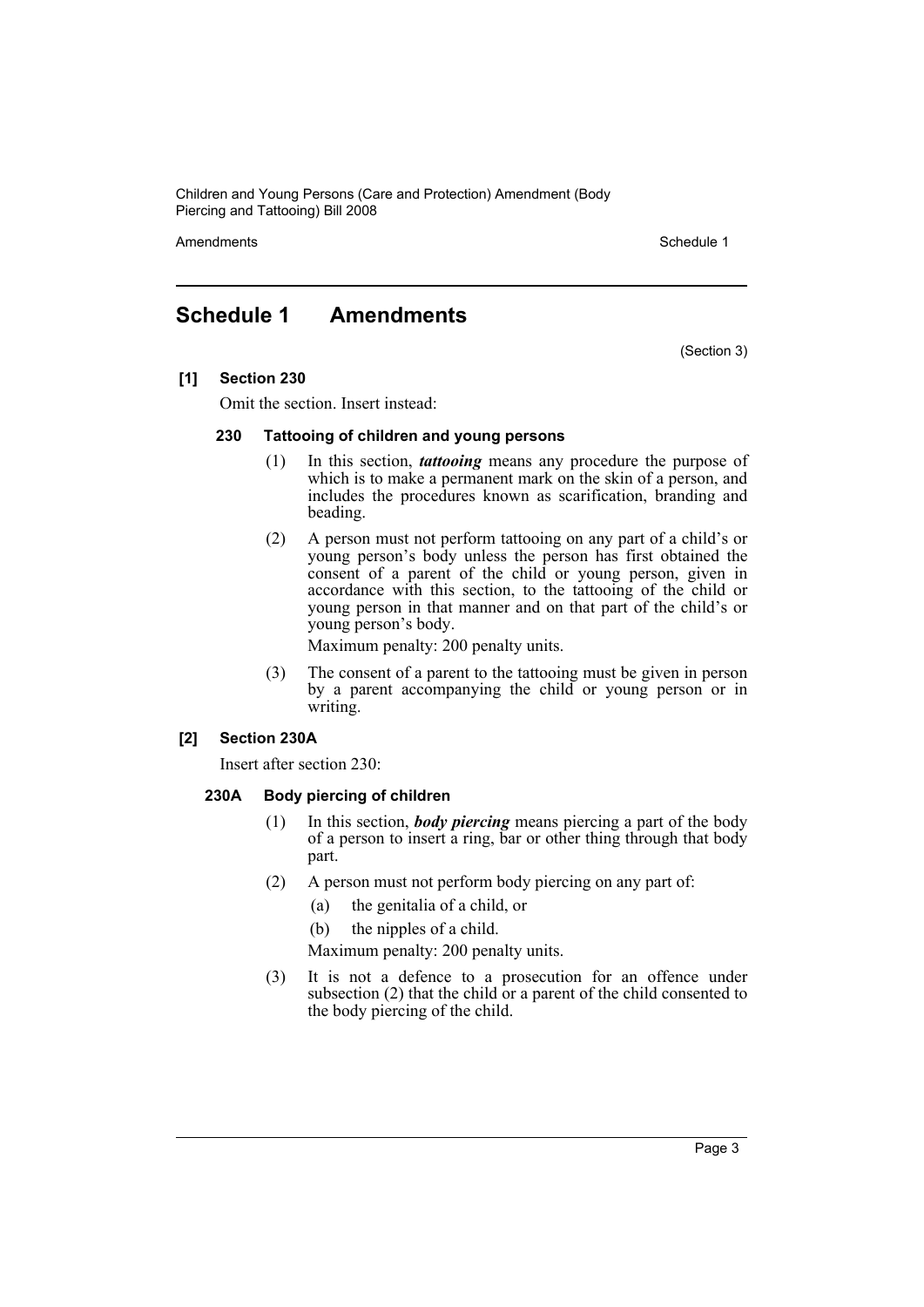# Schedule 1 Amendments

(Section 3)

**[1] Section 230**

Omit the section. Insert instead:

**230 Tattooing of children and young persons**

(1) In this section, ***tattooing*** means any procedure the purpose of which is to make a permanent mark on the skin of a person, and includes the procedures known as scarification, branding and beading.

(2) A person must not perform tattooing on any part of a child's or young person's body unless the person has first obtained the consent of a parent of the child or young person, given in accordance with this section, to the tattooing of the child or young person in that manner and on that part of the child's or young person's body.

Maximum penalty: 200 penalty units.

(3) The consent of a parent to the tattooing must be given in person by a parent accompanying the child or young person or in writing.

**[2] Section 230A**

Insert after section 230:

**230A Body piercing of children**

(1) In this section, ***body piercing*** means piercing a part of the body of a person to insert a ring, bar or other thing through that body part.

(2) A person must not perform body piercing on any part of:

(a) the genitalia of a child, or

(b) the nipples of a child.

Maximum penalty: 200 penalty units.

(3) It is not a defence to a prosecution for an offence under subsection (2) that the child or a parent of the child consented to the body piercing of the child.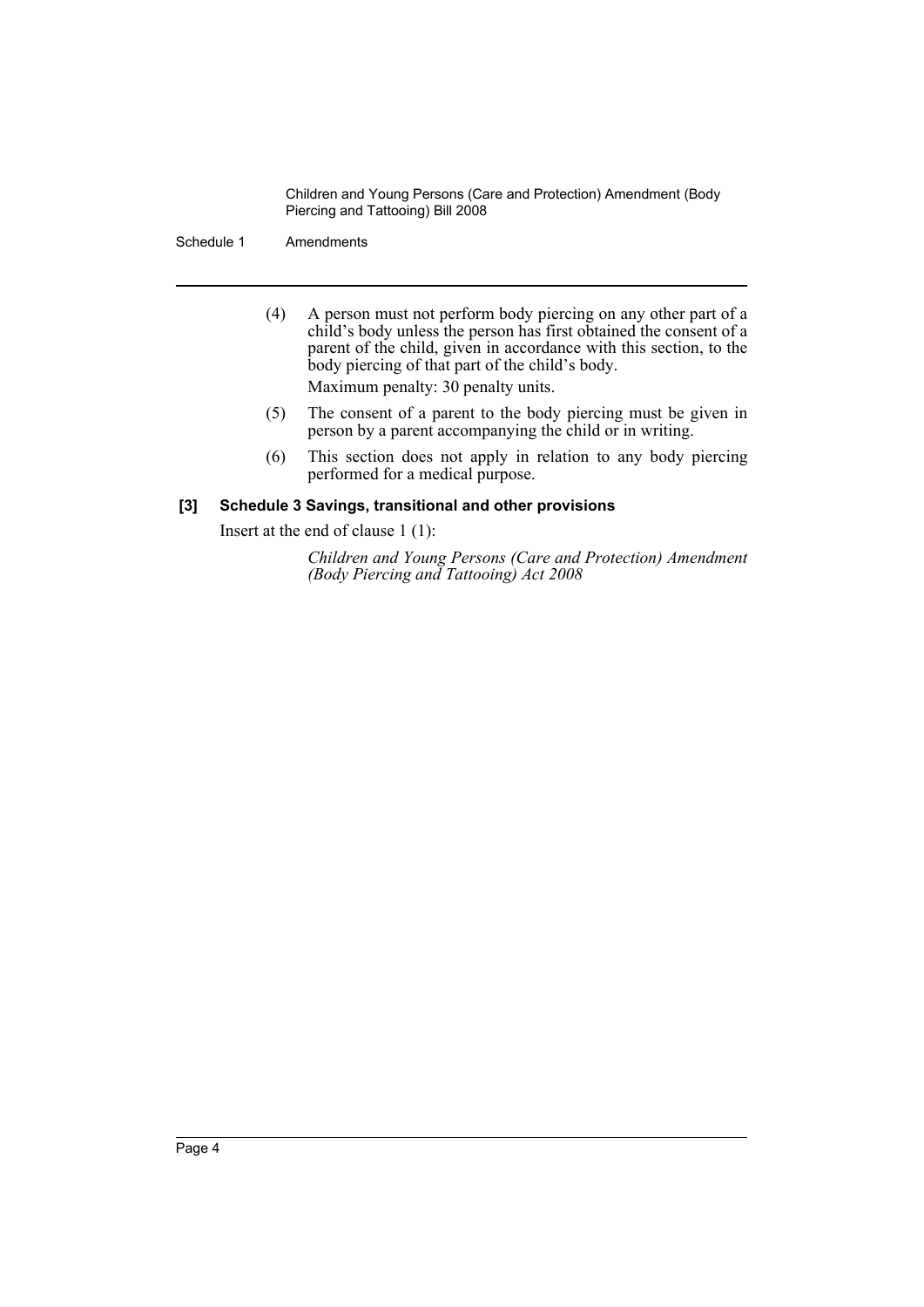(4) A person must not perform body piercing on any other part of a child's body unless the person has first obtained the consent of a parent of the child, given in accordance with this section, to the body piercing of that part of the child's body.

Maximum penalty: 30 penalty units.

(5) The consent of a parent to the body piercing must be given in person by a parent accompanying the child or in writing.

(6) This section does not apply in relation to any body piercing performed for a medical purpose.

### [3] Schedule 3 Savings, transitional and other provisions

Insert at the end of clause 1 (1):

*Children and Young Persons (Care and Protection) Amendment (Body Piercing and Tattooing) Act 2008*